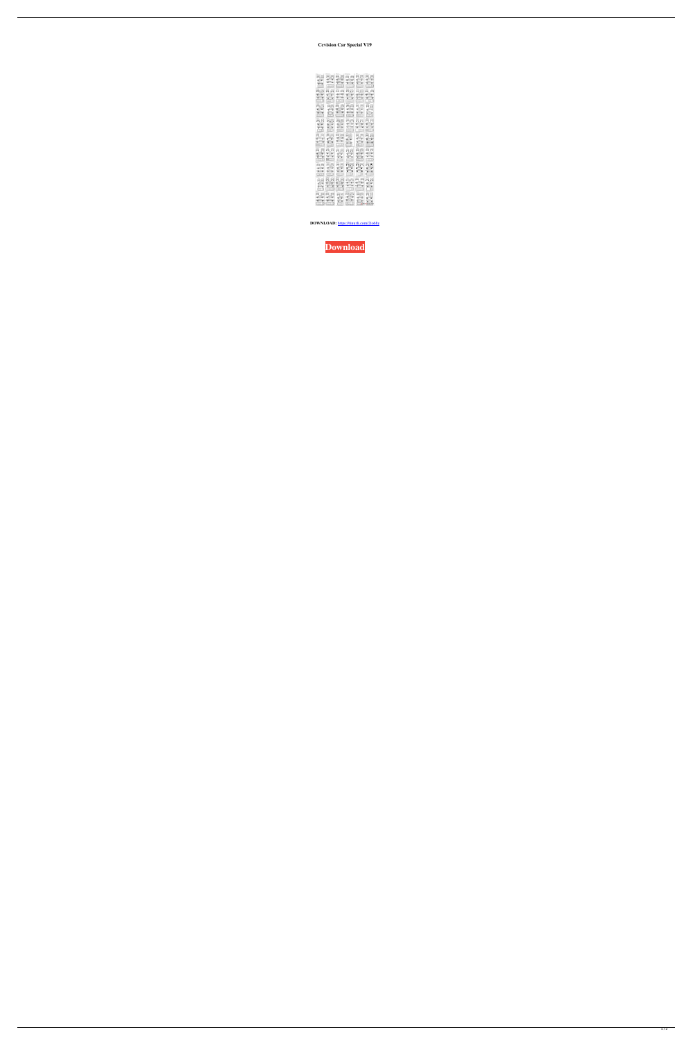**Ccvision Car Special V19**

**DOWNLOAD:** https://tinurli.com/2io84y

**Download**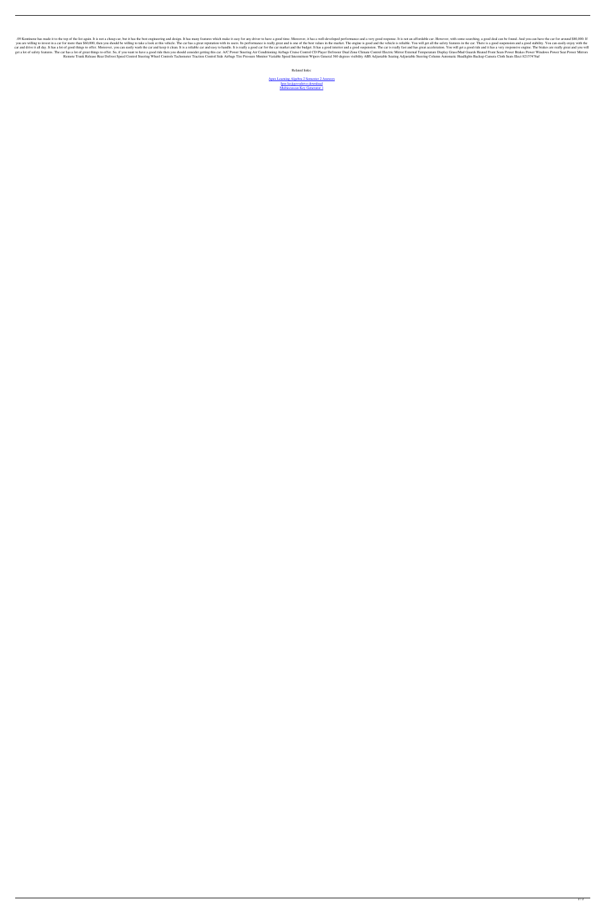:09 Kontinene has made it to the top of the list again. It is not a cheap car, but it has the best engineering and design. It has many features which make it easy for any driver to have a good time. Moreover, it has a well-developed performance and a very good response. It is not an affordable car. However, with some searching, a good deal can be found. And you can have the car for around $80,000. If you are willing to invest in a car for more than $60,000, then you should be willing to take a look at this vehicle. The car has a great reputation with its users. Its performance is really great and is one of the best values in the market. The engine is good and the vehicle is reliable. You will get all the safety features in the car. There is a good suspension and a good stability. You can easily enjoy with the car and drive it all day. It has a lot of good things to offer. Moreover, you can easily wash the car and keep it clean. It is a reliable car and easy to handle. It is really a good car for the car market and the budget. It has a good interior and a good suspension. The car is really fast and has great acceleration. You will get a good ride and it has a very responsive engine. The brakes are really great and you will get a lot of safety features. The car has a lot of great things to offer. So, if you want to have a good ride then you should consider getting this car. A/C Power Steering Air Conditioning Airbags Cruise Control CD Player Defroster Dual Zone Climate Control Electric Mirror External Temperature Display Grass/Mud Guards Heated Front Seats Power Brakes Power Windows Power Seat Power Mirrors Remote Trunk Release Rear Defrost Speed Control Steering Wheel Controls Tachometer Traction Control Side Airbags Tire Pressure Monitor Variable Speed Intermittent Wipers General 360 degrees visibility ABS Adjustable Seating Adjustable Steering Column Automatic Headlights Backup Camera Cloth Seats Elect 82157476af

Related links:

Apex Learning Algebra 2 Semester 2 Answers
Ipin kaijuuvodevo download
Multiecuscan Key Generator 1